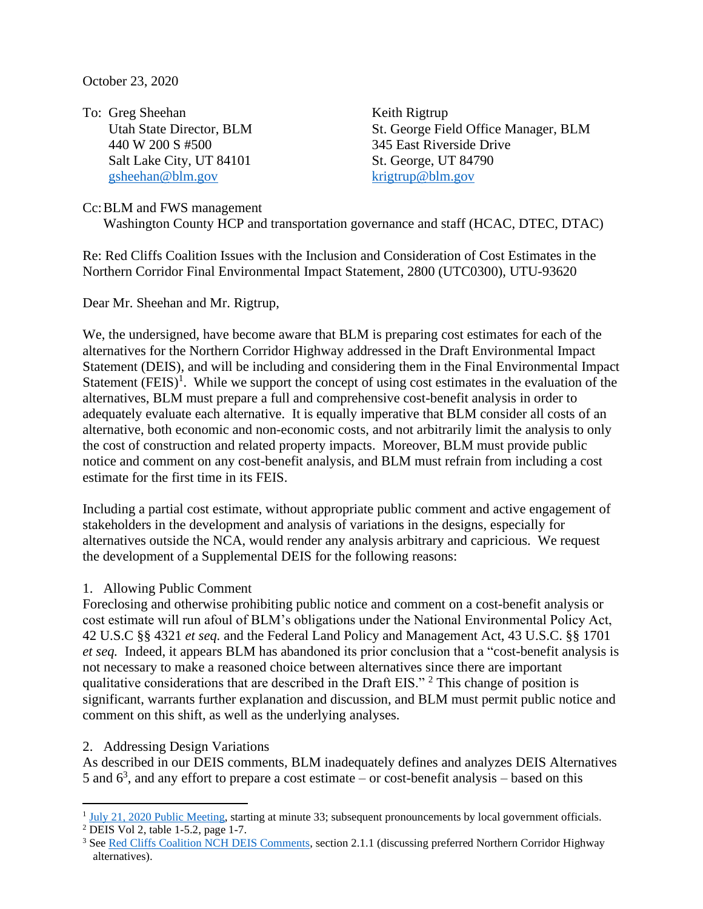October 23, 2020

To: Greg Sheehan
Utah State Director, BLM
440 W 200 S #500
Salt Lake City, UT 84101
gsheehan@blm.gov

Keith Rigtrup
St. George Field Office Manager, BLM
345 East Riverside Drive
St. George, UT 84790
krigtrup@blm.gov

Cc: BLM and FWS management
Washington County HCP and transportation governance and staff (HCAC, DTEC, DTAC)

Re: Red Cliffs Coalition Issues with the Inclusion and Consideration of Cost Estimates in the Northern Corridor Final Environmental Impact Statement, 2800 (UTC0300), UTU-93620

Dear Mr. Sheehan and Mr. Rigtrup,

We, the undersigned, have become aware that BLM is preparing cost estimates for each of the alternatives for the Northern Corridor Highway addressed in the Draft Environmental Impact Statement (DEIS), and will be including and considering them in the Final Environmental Impact Statement (FEIS)[1]. While we support the concept of using cost estimates in the evaluation of the alternatives, BLM must prepare a full and comprehensive cost-benefit analysis in order to adequately evaluate each alternative. It is equally imperative that BLM consider all costs of an alternative, both economic and non-economic costs, and not arbitrarily limit the analysis to only the cost of construction and related property impacts. Moreover, BLM must provide public notice and comment on any cost-benefit analysis, and BLM must refrain from including a cost estimate for the first time in its FEIS.

Including a partial cost estimate, without appropriate public comment and active engagement of stakeholders in the development and analysis of variations in the designs, especially for alternatives outside the NCA, would render any analysis arbitrary and capricious. We request the development of a Supplemental DEIS for the following reasons:

1. Allowing Public Comment

Foreclosing and otherwise prohibiting public notice and comment on a cost-benefit analysis or cost estimate will run afoul of BLM's obligations under the National Environmental Policy Act, 42 U.S.C §§ 4321 *et seq.* and the Federal Land Policy and Management Act, 43 U.S.C. §§ 1701 *et seq.* Indeed, it appears BLM has abandoned its prior conclusion that a "cost-benefit analysis is not necessary to make a reasoned choice between alternatives since there are important qualitative considerations that are described in the Draft EIS."[2] This change of position is significant, warrants further explanation and discussion, and BLM must permit public notice and comment on this shift, as well as the underlying analyses.

2. Addressing Design Variations

As described in our DEIS comments, BLM inadequately defines and analyzes DEIS Alternatives 5 and 6[3], and any effort to prepare a cost estimate – or cost-benefit analysis – based on this

---

[1] July 21, 2020 Public Meeting, starting at minute 33; subsequent pronouncements by local government officials.

[2] DEIS Vol 2, table 1-5.2, page 1-7.

[3] See Red Cliffs Coalition NCH DEIS Comments, section 2.1.1 (discussing preferred Northern Corridor Highway alternatives).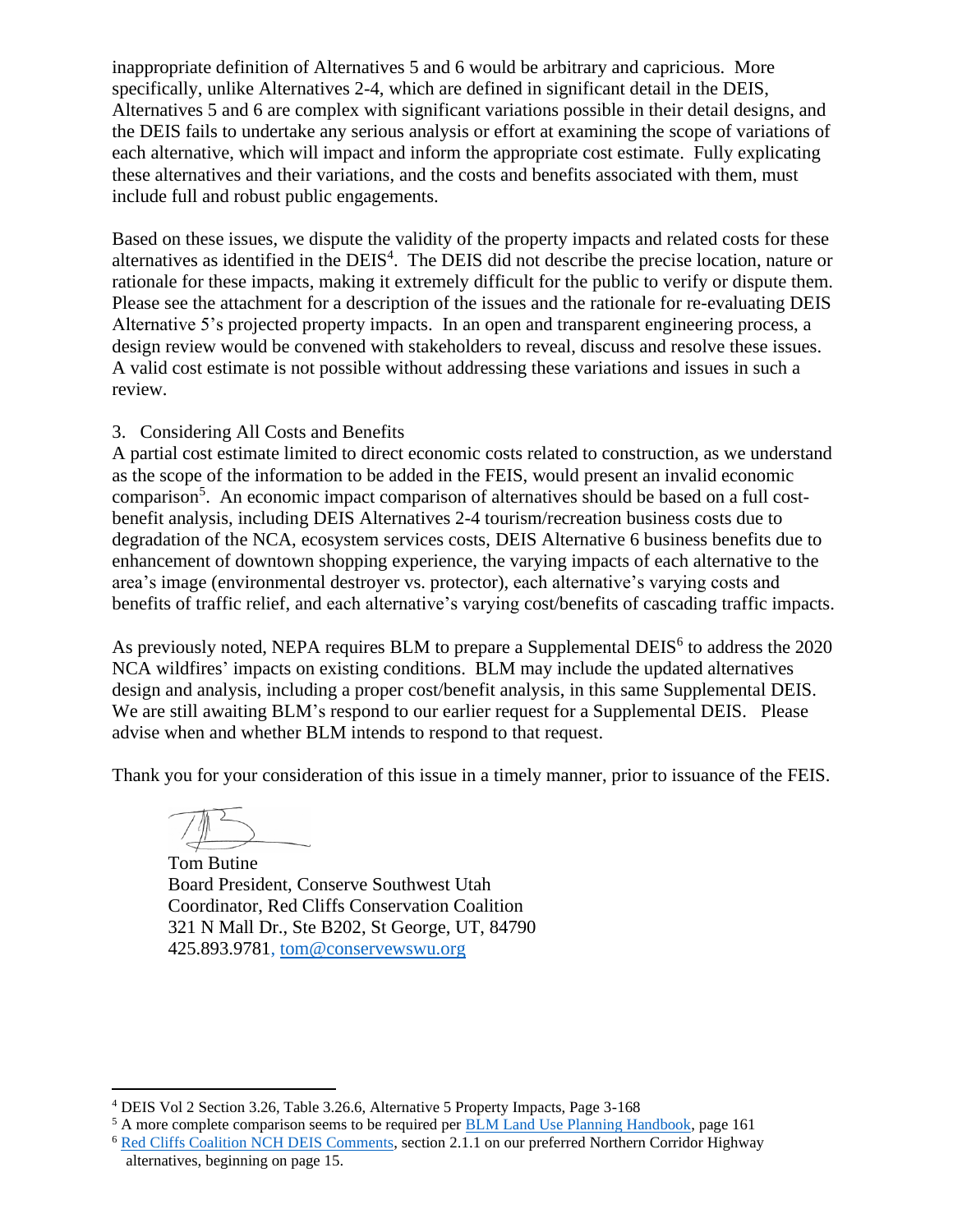inappropriate definition of Alternatives 5 and 6 would be arbitrary and capricious. More specifically, unlike Alternatives 2-4, which are defined in significant detail in the DEIS, Alternatives 5 and 6 are complex with significant variations possible in their detail designs, and the DEIS fails to undertake any serious analysis or effort at examining the scope of variations of each alternative, which will impact and inform the appropriate cost estimate. Fully explicating these alternatives and their variations, and the costs and benefits associated with them, must include full and robust public engagements.

Based on these issues, we dispute the validity of the property impacts and related costs for these alternatives as identified in the DEIS[4]. The DEIS did not describe the precise location, nature or rationale for these impacts, making it extremely difficult for the public to verify or dispute them. Please see the attachment for a description of the issues and the rationale for re-evaluating DEIS Alternative 5's projected property impacts. In an open and transparent engineering process, a design review would be convened with stakeholders to reveal, discuss and resolve these issues. A valid cost estimate is not possible without addressing these variations and issues in such a review.

3. Considering All Costs and Benefits

A partial cost estimate limited to direct economic costs related to construction, as we understand as the scope of the information to be added in the FEIS, would present an invalid economic comparison[5]. An economic impact comparison of alternatives should be based on a full cost-benefit analysis, including DEIS Alternatives 2-4 tourism/recreation business costs due to degradation of the NCA, ecosystem services costs, DEIS Alternative 6 business benefits due to enhancement of downtown shopping experience, the varying impacts of each alternative to the area's image (environmental destroyer vs. protector), each alternative's varying costs and benefits of traffic relief, and each alternative's varying cost/benefits of cascading traffic impacts.

As previously noted, NEPA requires BLM to prepare a Supplemental DEIS[6] to address the 2020 NCA wildfires' impacts on existing conditions. BLM may include the updated alternatives design and analysis, including a proper cost/benefit analysis, in this same Supplemental DEIS. We are still awaiting BLM's respond to our earlier request for a Supplemental DEIS. Please advise when and whether BLM intends to respond to that request.

Thank you for your consideration of this issue in a timely manner, prior to issuance of the FEIS.

Tom Butine
Board President, Conserve Southwest Utah
Coordinator, Red Cliffs Conservation Coalition
321 N Mall Dr., Ste B202, St George, UT, 84790
425.893.9781, tom@conservewswu.org

---

[4] DEIS Vol 2 Section 3.26, Table 3.26.6, Alternative 5 Property Impacts, Page 3-168

[5] A more complete comparison seems to be required per BLM Land Use Planning Handbook, page 161

[6] Red Cliffs Coalition NCH DEIS Comments, section 2.1.1 on our preferred Northern Corridor Highway alternatives, beginning on page 15.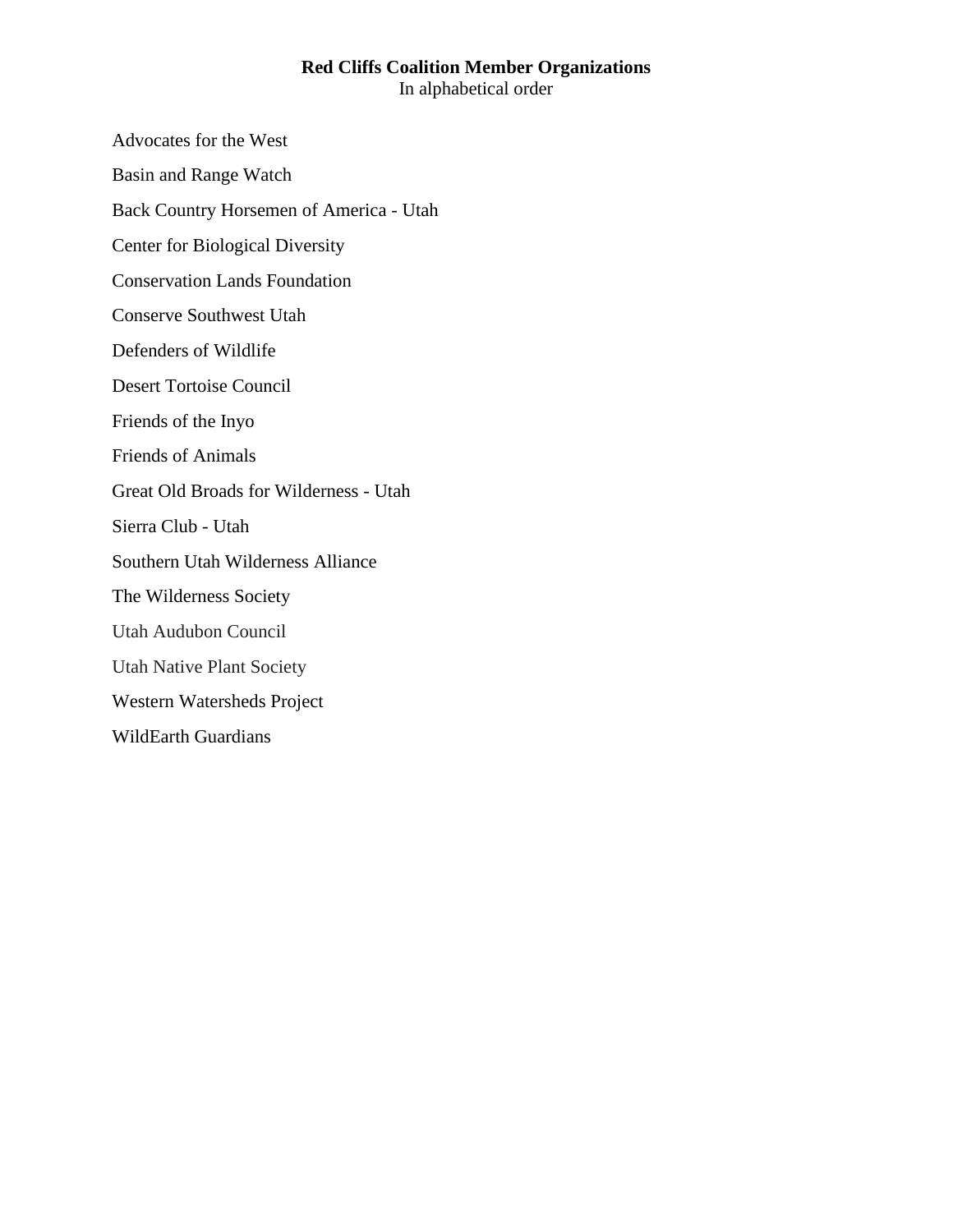**Red Cliffs Coalition Member Organizations**

In alphabetical order

Advocates for the West

Basin and Range Watch

Back Country Horsemen of America - Utah

Center for Biological Diversity

Conservation Lands Foundation

Conserve Southwest Utah

Defenders of Wildlife

Desert Tortoise Council

Friends of the Inyo

Friends of Animals

Great Old Broads for Wilderness - Utah

Sierra Club - Utah

Southern Utah Wilderness Alliance

The Wilderness Society

Utah Audubon Council

Utah Native Plant Society

Western Watersheds Project

WildEarth Guardians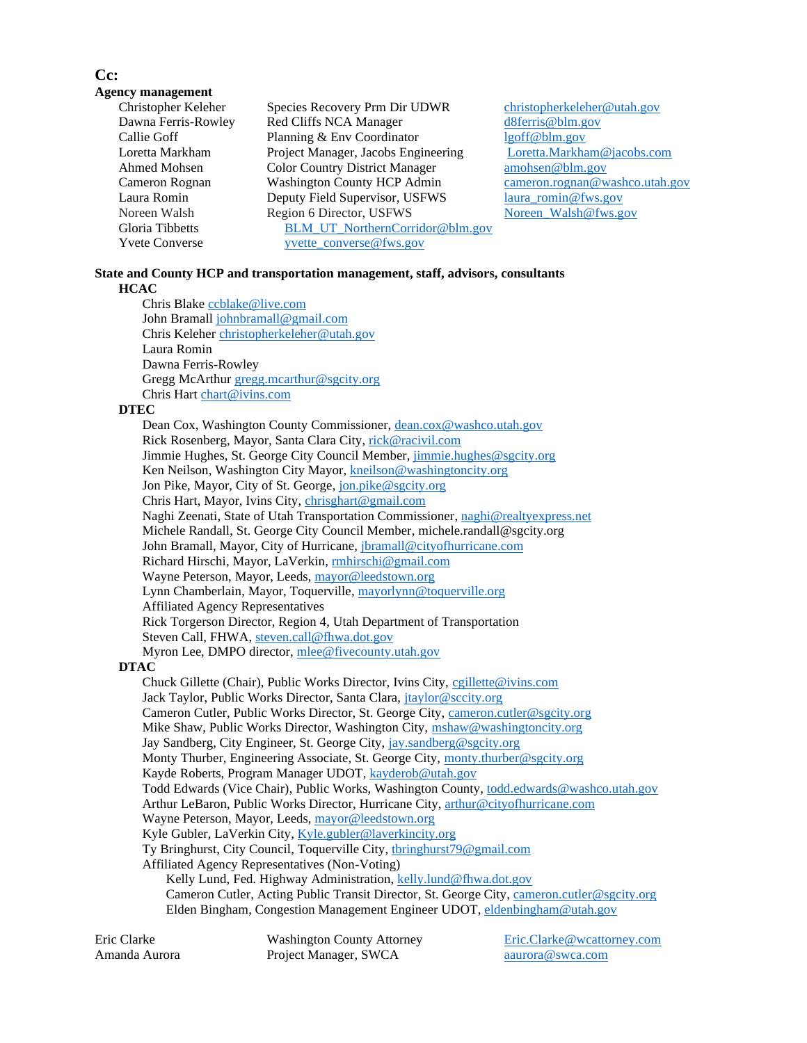## Cc:

### Agency management

| | | |
|---|---|---|
| Christopher Keleher | Species Recovery Prm Dir UDWR | christopherkeleher@utah.gov |
| Dawna Ferris-Rowley | Red Cliffs NCA Manager | d8ferris@blm.gov |
| Callie Goff | Planning & Env Coordinator | lgoff@blm.gov |
| Loretta Markham | Project Manager, Jacobs Engineering | Loretta.Markham@jacobs.com |
| Ahmed Mohsen | Color Country District Manager | amohsen@blm.gov |
| Cameron Rognan | Washington County HCP Admin | cameron.rognan@washco.utah.gov |
| Laura Romin | Deputy Field Supervisor, USFWS | laura_romin@fws.gov |
| Noreen Walsh | Region 6 Director, USFWS | Noreen_Walsh@fws.gov |
| Gloria Tibbetts | BLM_UT_NorthernCorridor@blm.gov | |
| Yvete Converse | yvette_converse@fws.gov | |

### State and County HCP and transportation management, staff, advisors, consultants

**HCAC**

- Chris Blake ccblake@live.com
- John Bramall johnbramall@gmail.com
- Chris Keleher christopherkeleher@utah.gov
- Laura Romin
- Dawna Ferris-Rowley
- Gregg McArthur gregg.mcarthur@sgcity.org
- Chris Hart chart@ivins.com

**DTEC**

- Dean Cox, Washington County Commissioner, dean.cox@washco.utah.gov
- Rick Rosenberg, Mayor, Santa Clara City, rick@racivil.com
- Jimmie Hughes, St. George City Council Member, jimmie.hughes@sgcity.org
- Ken Neilson, Washington City Mayor, kneilson@washingtoncity.org
- Jon Pike, Mayor, City of St. George, jon.pike@sgcity.org
- Chris Hart, Mayor, Ivins City, chrisghart@gmail.com
- Naghi Zeenati, State of Utah Transportation Commissioner, naghi@realtyexpress.net
- Michele Randall, St. George City Council Member, michele.randall@sgcity.org
- John Bramall, Mayor, City of Hurricane, jbramall@cityofhurricane.com
- Richard Hirschi, Mayor, LaVerkin, rmhirschi@gmail.com
- Wayne Peterson, Mayor, Leeds, mayor@leedstown.org
- Lynn Chamberlain, Mayor, Toquerville, mayorlynn@toquerville.org
- Affiliated Agency Representatives
- Rick Torgerson Director, Region 4, Utah Department of Transportation
- Steven Call, FHWA, steven.call@fhwa.dot.gov
- Myron Lee, DMPO director, mlee@fivecounty.utah.gov

**DTAC**

- Chuck Gillette (Chair), Public Works Director, Ivins City, cgillette@ivins.com
- Jack Taylor, Public Works Director, Santa Clara, jtaylor@sccity.org
- Cameron Cutler, Public Works Director, St. George City, cameron.cutler@sgcity.org
- Mike Shaw, Public Works Director, Washington City, mshaw@washingtoncity.org
- Jay Sandberg, City Engineer, St. George City, jay.sandberg@sgcity.org
- Monty Thurber, Engineering Associate, St. George City, monty.thurber@sgcity.org
- Kayde Roberts, Program Manager UDOT, kayderob@utah.gov
- Todd Edwards (Vice Chair), Public Works, Washington County, todd.edwards@washco.utah.gov
- Arthur LeBaron, Public Works Director, Hurricane City, arthur@cityofhurricane.com
- Wayne Peterson, Mayor, Leeds, mayor@leedstown.org
- Kyle Gubler, LaVerkin City, Kyle.gubler@laverkincity.org
- Ty Bringhurst, City Council, Toquerville City, tbringhurst79@gmail.com
- Affiliated Agency Representatives (Non-Voting)
  - Kelly Lund, Fed. Highway Administration, kelly.lund@fhwa.dot.gov
  - Cameron Cutler, Acting Public Transit Director, St. George City, cameron.cutler@sgcity.org
  - Elden Bingham, Congestion Management Engineer UDOT, eldenbingham@utah.gov

| | | |
|---|---|---|
| Eric Clarke | Washington County Attorney | Eric.Clarke@wcattorney.com |
| Amanda Aurora | Project Manager, SWCA | aaurora@swca.com |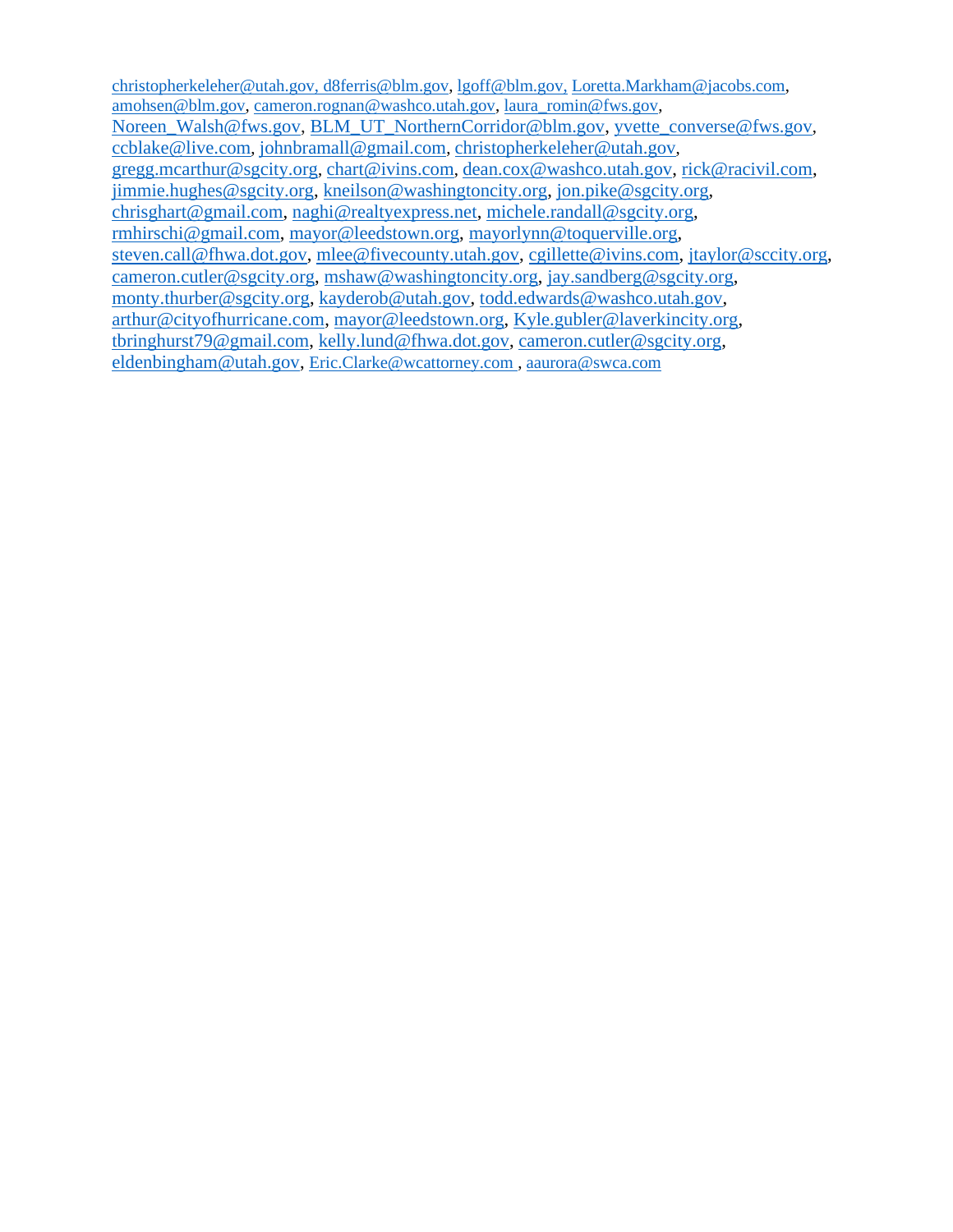christopherkeleher@utah.gov, d8ferris@blm.gov, lgoff@blm.gov, Loretta.Markham@jacobs.com, amohsen@blm.gov, cameron.rognan@washco.utah.gov, laura_romin@fws.gov, Noreen_Walsh@fws.gov, BLM_UT_NorthernCorridor@blm.gov, yvette_converse@fws.gov, ccblake@live.com, johnbramall@gmail.com, christopherkeleher@utah.gov, gregg.mcarthur@sgcity.org, chart@ivins.com, dean.cox@washco.utah.gov, rick@racivil.com, jimmie.hughes@sgcity.org, kneilson@washingtoncity.org, jon.pike@sgcity.org, chrisghart@gmail.com, naghi@realtyexpress.net, michele.randall@sgcity.org, rmhirschi@gmail.com, mayor@leedstown.org, mayorlynn@toquerville.org, steven.call@fhwa.dot.gov, mlee@fivecounty.utah.gov, cgillette@ivins.com, jtaylor@sccity.org, cameron.cutler@sgcity.org, mshaw@washingtoncity.org, jay.sandberg@sgcity.org, monty.thurber@sgcity.org, kayderob@utah.gov, todd.edwards@washco.utah.gov, arthur@cityofhurricane.com, mayor@leedstown.org, Kyle.gubler@laverkincity.org, tbringhurst79@gmail.com, kelly.lund@fhwa.dot.gov, cameron.cutler@sgcity.org, eldenbingham@utah.gov, Eric.Clarke@wcattorney.com , aaurora@swca.com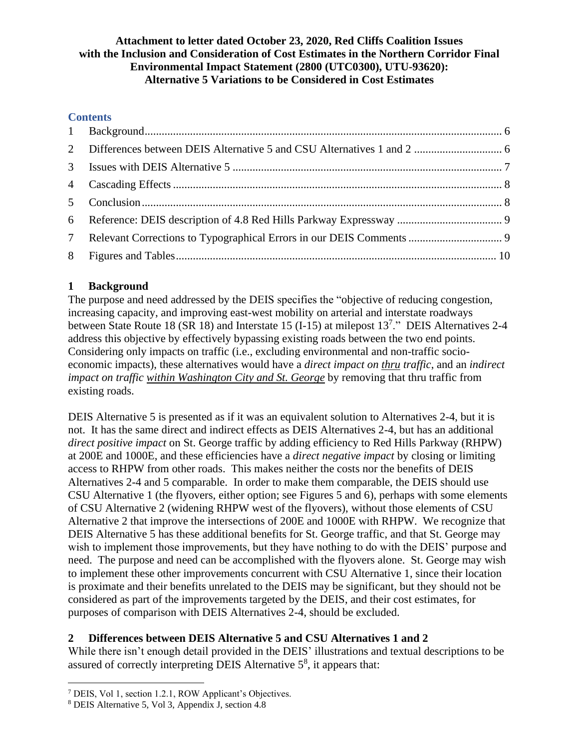**Attachment to letter dated October 23, 2020, Red Cliffs Coalition Issues with the Inclusion and Consideration of Cost Estimates in the Northern Corridor Final Environmental Impact Statement (2800 (UTC0300), UTU-93620): Alternative 5 Variations to be Considered in Cost Estimates**

## Contents

1 Background ..... 6
2 Differences between DEIS Alternative 5 and CSU Alternatives 1 and 2 ..... 6
3 Issues with DEIS Alternative 5 ..... 7
4 Cascading Effects ..... 8
5 Conclusion ..... 8
6 Reference: DEIS description of 4.8 Red Hills Parkway Expressway ..... 9
7 Relevant Corrections to Typographical Errors in our DEIS Comments ..... 9
8 Figures and Tables ..... 10

## 1 Background

The purpose and need addressed by the DEIS specifies the "objective of reducing congestion, increasing capacity, and improving east-west mobility on arterial and interstate roadways between State Route 18 (SR 18) and Interstate 15 (I-15) at milepost 13[7]." DEIS Alternatives 2-4 address this objective by effectively bypassing existing roads between the two end points. Considering only impacts on traffic (i.e., excluding environmental and non-traffic socio-economic impacts), these alternatives would have a *direct impact on thru traffic*, and an *indirect impact on traffic within Washington City and St. George* by removing that thru traffic from existing roads.

DEIS Alternative 5 is presented as if it was an equivalent solution to Alternatives 2-4, but it is not. It has the same direct and indirect effects as DEIS Alternatives 2-4, but has an additional *direct positive impact* on St. George traffic by adding efficiency to Red Hills Parkway (RHPW) at 200E and 1000E, and these efficiencies have a *direct negative impact* by closing or limiting access to RHPW from other roads. This makes neither the costs nor the benefits of DEIS Alternatives 2-4 and 5 comparable. In order to make them comparable, the DEIS should use CSU Alternative 1 (the flyovers, either option; see Figures 5 and 6), perhaps with some elements of CSU Alternative 2 (widening RHPW west of the flyovers), without those elements of CSU Alternative 2 that improve the intersections of 200E and 1000E with RHPW. We recognize that DEIS Alternative 5 has these additional benefits for St. George traffic, and that St. George may wish to implement those improvements, but they have nothing to do with the DEIS' purpose and need. The purpose and need can be accomplished with the flyovers alone. St. George may wish to implement these other improvements concurrent with CSU Alternative 1, since their location is proximate and their benefits unrelated to the DEIS may be significant, but they should not be considered as part of the improvements targeted by the DEIS, and their cost estimates, for purposes of comparison with DEIS Alternatives 2-4, should be excluded.

## 2 Differences between DEIS Alternative 5 and CSU Alternatives 1 and 2

While there isn't enough detail provided in the DEIS' illustrations and textual descriptions to be assured of correctly interpreting DEIS Alternative 5[8], it appears that:

[7] DEIS, Vol 1, section 1.2.1, ROW Applicant's Objectives.

[8] DEIS Alternative 5, Vol 3, Appendix J, section 4.8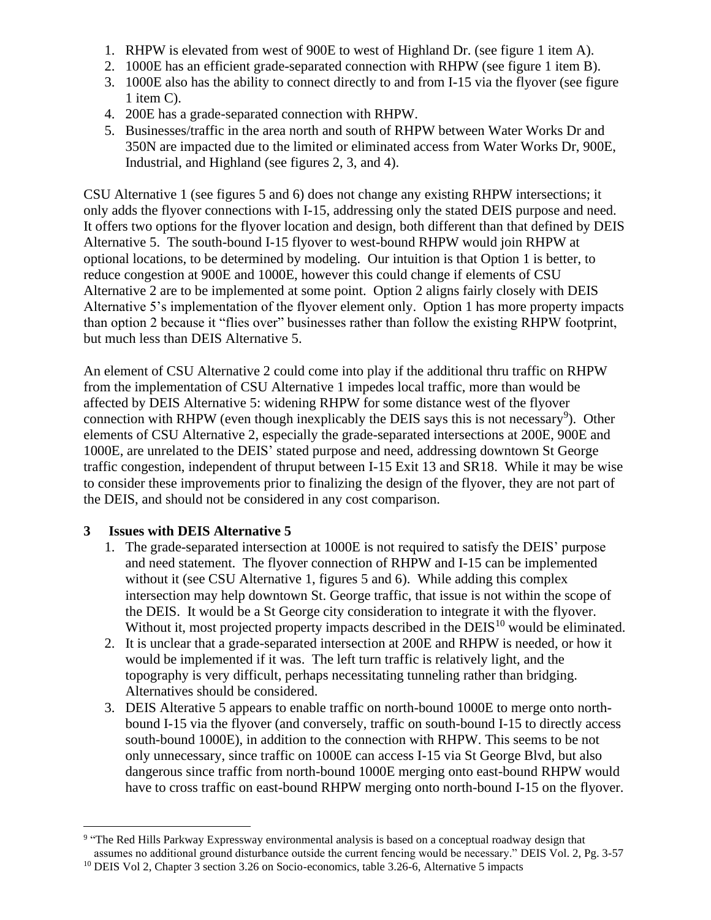1. RHPW is elevated from west of 900E to west of Highland Dr. (see figure 1 item A).
2. 1000E has an efficient grade-separated connection with RHPW (see figure 1 item B).
3. 1000E also has the ability to connect directly to and from I-15 via the flyover (see figure 1 item C).
4. 200E has a grade-separated connection with RHPW.
5. Businesses/traffic in the area north and south of RHPW between Water Works Dr and 350N are impacted due to the limited or eliminated access from Water Works Dr, 900E, Industrial, and Highland (see figures 2, 3, and 4).

CSU Alternative 1 (see figures 5 and 6) does not change any existing RHPW intersections; it only adds the flyover connections with I-15, addressing only the stated DEIS purpose and need. It offers two options for the flyover location and design, both different than that defined by DEIS Alternative 5. The south-bound I-15 flyover to west-bound RHPW would join RHPW at optional locations, to be determined by modeling. Our intuition is that Option 1 is better, to reduce congestion at 900E and 1000E, however this could change if elements of CSU Alternative 2 are to be implemented at some point. Option 2 aligns fairly closely with DEIS Alternative 5's implementation of the flyover element only. Option 1 has more property impacts than option 2 because it "flies over" businesses rather than follow the existing RHPW footprint, but much less than DEIS Alternative 5.

An element of CSU Alternative 2 could come into play if the additional thru traffic on RHPW from the implementation of CSU Alternative 1 impedes local traffic, more than would be affected by DEIS Alternative 5: widening RHPW for some distance west of the flyover connection with RHPW (even though inexplicably the DEIS says this is not necessary[9]). Other elements of CSU Alternative 2, especially the grade-separated intersections at 200E, 900E and 1000E, are unrelated to the DEIS' stated purpose and need, addressing downtown St George traffic congestion, independent of thruput between I-15 Exit 13 and SR18. While it may be wise to consider these improvements prior to finalizing the design of the flyover, they are not part of the DEIS, and should not be considered in any cost comparison.

## 3 Issues with DEIS Alternative 5

1. The grade-separated intersection at 1000E is not required to satisfy the DEIS' purpose and need statement. The flyover connection of RHPW and I-15 can be implemented without it (see CSU Alternative 1, figures 5 and 6). While adding this complex intersection may help downtown St. George traffic, that issue is not within the scope of the DEIS. It would be a St George city consideration to integrate it with the flyover. Without it, most projected property impacts described in the DEIS[10] would be eliminated.
2. It is unclear that a grade-separated intersection at 200E and RHPW is needed, or how it would be implemented if it was. The left turn traffic is relatively light, and the topography is very difficult, perhaps necessitating tunneling rather than bridging. Alternatives should be considered.
3. DEIS Alterative 5 appears to enable traffic on north-bound 1000E to merge onto north-bound I-15 via the flyover (and conversely, traffic on south-bound I-15 to directly access south-bound 1000E), in addition to the connection with RHPW. This seems to be not only unnecessary, since traffic on 1000E can access I-15 via St George Blvd, but also dangerous since traffic from north-bound 1000E merging onto east-bound RHPW would have to cross traffic on east-bound RHPW merging onto north-bound I-15 on the flyover.

---

[9] "The Red Hills Parkway Expressway environmental analysis is based on a conceptual roadway design that assumes no additional ground disturbance outside the current fencing would be necessary." DEIS Vol. 2, Pg. 3-57

[10] DEIS Vol 2, Chapter 3 section 3.26 on Socio-economics, table 3.26-6, Alternative 5 impacts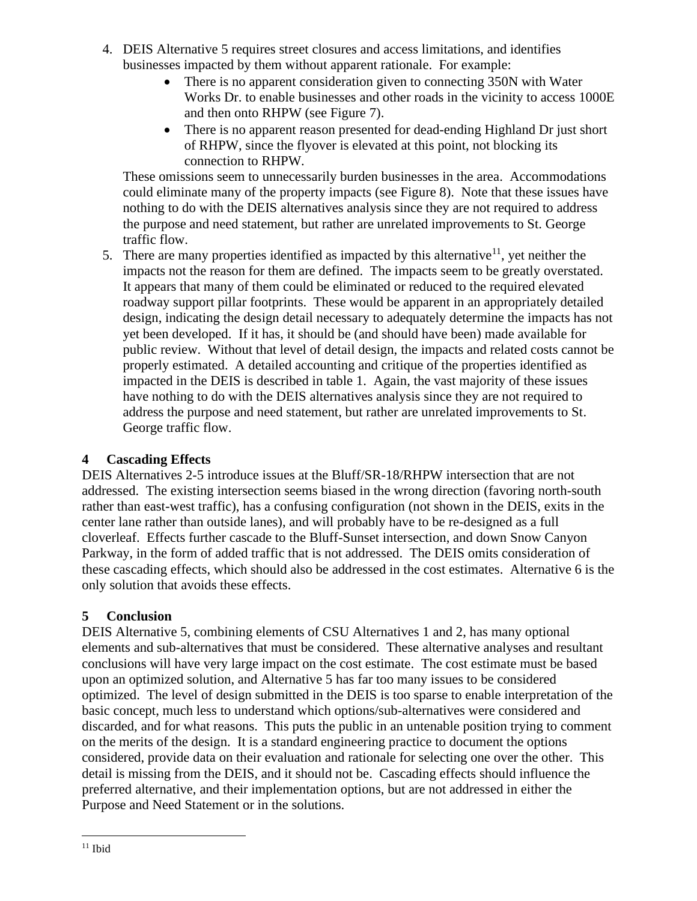4. DEIS Alternative 5 requires street closures and access limitations, and identifies businesses impacted by them without apparent rationale. For example:
   - There is no apparent consideration given to connecting 350N with Water Works Dr. to enable businesses and other roads in the vicinity to access 1000E and then onto RHPW (see Figure 7).
   - There is no apparent reason presented for dead-ending Highland Dr just short of RHPW, since the flyover is elevated at this point, not blocking its connection to RHPW.

   These omissions seem to unnecessarily burden businesses in the area. Accommodations could eliminate many of the property impacts (see Figure 8). Note that these issues have nothing to do with the DEIS alternatives analysis since they are not required to address the purpose and need statement, but rather are unrelated improvements to St. George traffic flow.
5. There are many properties identified as impacted by this alternative[11], yet neither the impacts not the reason for them are defined. The impacts seem to be greatly overstated. It appears that many of them could be eliminated or reduced to the required elevated roadway support pillar footprints. These would be apparent in an appropriately detailed design, indicating the design detail necessary to adequately determine the impacts has not yet been developed. If it has, it should be (and should have been) made available for public review. Without that level of detail design, the impacts and related costs cannot be properly estimated. A detailed accounting and critique of the properties identified as impacted in the DEIS is described in table 1. Again, the vast majority of these issues have nothing to do with the DEIS alternatives analysis since they are not required to address the purpose and need statement, but rather are unrelated improvements to St. George traffic flow.

## 4 Cascading Effects

DEIS Alternatives 2-5 introduce issues at the Bluff/SR-18/RHPW intersection that are not addressed. The existing intersection seems biased in the wrong direction (favoring north-south rather than east-west traffic), has a confusing configuration (not shown in the DEIS, exits in the center lane rather than outside lanes), and will probably have to be re-designed as a full cloverleaf. Effects further cascade to the Bluff-Sunset intersection, and down Snow Canyon Parkway, in the form of added traffic that is not addressed. The DEIS omits consideration of these cascading effects, which should also be addressed in the cost estimates. Alternative 6 is the only solution that avoids these effects.

## 5 Conclusion

DEIS Alternative 5, combining elements of CSU Alternatives 1 and 2, has many optional elements and sub-alternatives that must be considered. These alternative analyses and resultant conclusions will have very large impact on the cost estimate. The cost estimate must be based upon an optimized solution, and Alternative 5 has far too many issues to be considered optimized. The level of design submitted in the DEIS is too sparse to enable interpretation of the basic concept, much less to understand which options/sub-alternatives were considered and discarded, and for what reasons. This puts the public in an untenable position trying to comment on the merits of the design. It is a standard engineering practice to document the options considered, provide data on their evaluation and rationale for selecting one over the other. This detail is missing from the DEIS, and it should not be. Cascading effects should influence the preferred alternative, and their implementation options, but are not addressed in either the Purpose and Need Statement or in the solutions.

---

[11] Ibid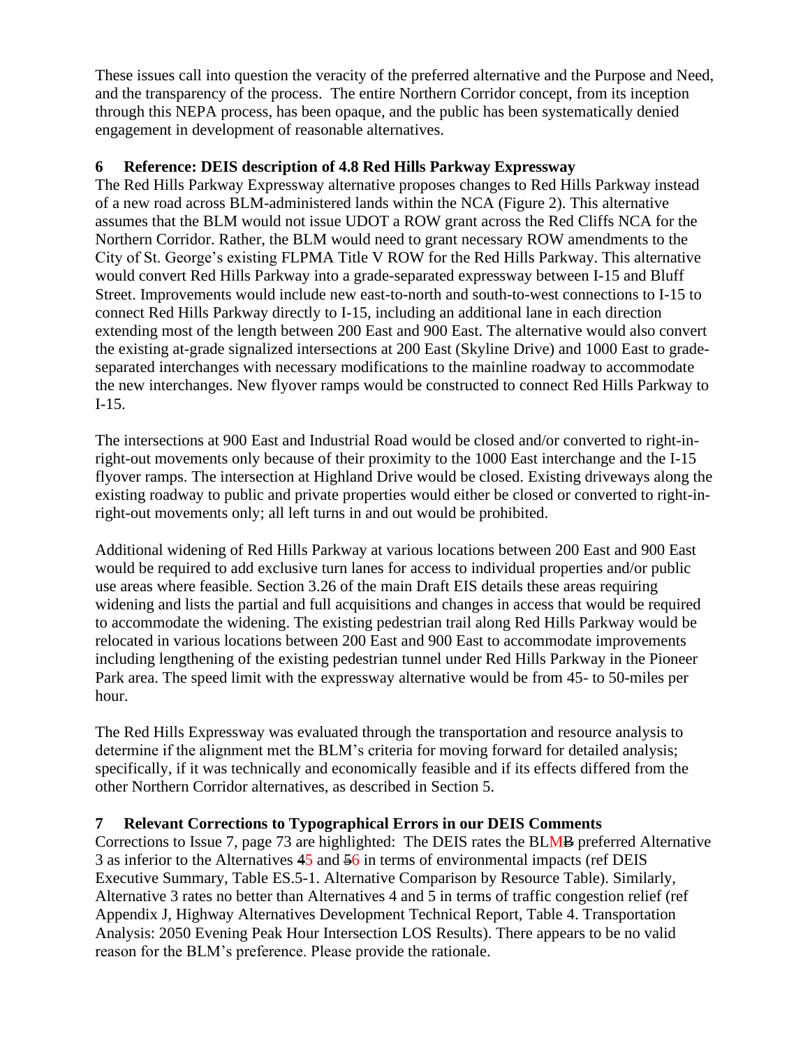These issues call into question the veracity of the preferred alternative and the Purpose and Need, and the transparency of the process. The entire Northern Corridor concept, from its inception through this NEPA process, has been opaque, and the public has been systematically denied engagement in development of reasonable alternatives.

**6 Reference: DEIS description of 4.8 Red Hills Parkway Expressway**

The Red Hills Parkway Expressway alternative proposes changes to Red Hills Parkway instead of a new road across BLM-administered lands within the NCA (Figure 2). This alternative assumes that the BLM would not issue UDOT a ROW grant across the Red Cliffs NCA for the Northern Corridor. Rather, the BLM would need to grant necessary ROW amendments to the City of St. George's existing FLPMA Title V ROW for the Red Hills Parkway. This alternative would convert Red Hills Parkway into a grade-separated expressway between I-15 and Bluff Street. Improvements would include new east-to-north and south-to-west connections to I-15 to connect Red Hills Parkway directly to I-15, including an additional lane in each direction extending most of the length between 200 East and 900 East. The alternative would also convert the existing at-grade signalized intersections at 200 East (Skyline Drive) and 1000 East to grade-separated interchanges with necessary modifications to the mainline roadway to accommodate the new interchanges. New flyover ramps would be constructed to connect Red Hills Parkway to I-15.

The intersections at 900 East and Industrial Road would be closed and/or converted to right-in-right-out movements only because of their proximity to the 1000 East interchange and the I-15 flyover ramps. The intersection at Highland Drive would be closed. Existing driveways along the existing roadway to public and private properties would either be closed or converted to right-in-right-out movements only; all left turns in and out would be prohibited.

Additional widening of Red Hills Parkway at various locations between 200 East and 900 East would be required to add exclusive turn lanes for access to individual properties and/or public use areas where feasible. Section 3.26 of the main Draft EIS details these areas requiring widening and lists the partial and full acquisitions and changes in access that would be required to accommodate the widening. The existing pedestrian trail along Red Hills Parkway would be relocated in various locations between 200 East and 900 East to accommodate improvements including lengthening of the existing pedestrian tunnel under Red Hills Parkway in the Pioneer Park area. The speed limit with the expressway alternative would be from 45- to 50-miles per hour.

The Red Hills Expressway was evaluated through the transportation and resource analysis to determine if the alignment met the BLM's criteria for moving forward for detailed analysis; specifically, if it was technically and economically feasible and if its effects differed from the other Northern Corridor alternatives, as described in Section 5.

**7 Relevant Corrections to Typographical Errors in our DEIS Comments**

Corrections to Issue 7, page 73 are highlighted: The DEIS rates the BLM~~B~~ preferred Alternative 3 as inferior to the Alternatives ~~4~~5 and ~~5~~6 in terms of environmental impacts (ref DEIS Executive Summary, Table ES.5-1. Alternative Comparison by Resource Table). Similarly, Alternative 3 rates no better than Alternatives 4 and 5 in terms of traffic congestion relief (ref Appendix J, Highway Alternatives Development Technical Report, Table 4. Transportation Analysis: 2050 Evening Peak Hour Intersection LOS Results). There appears to be no valid reason for the BLM's preference. Please provide the rationale.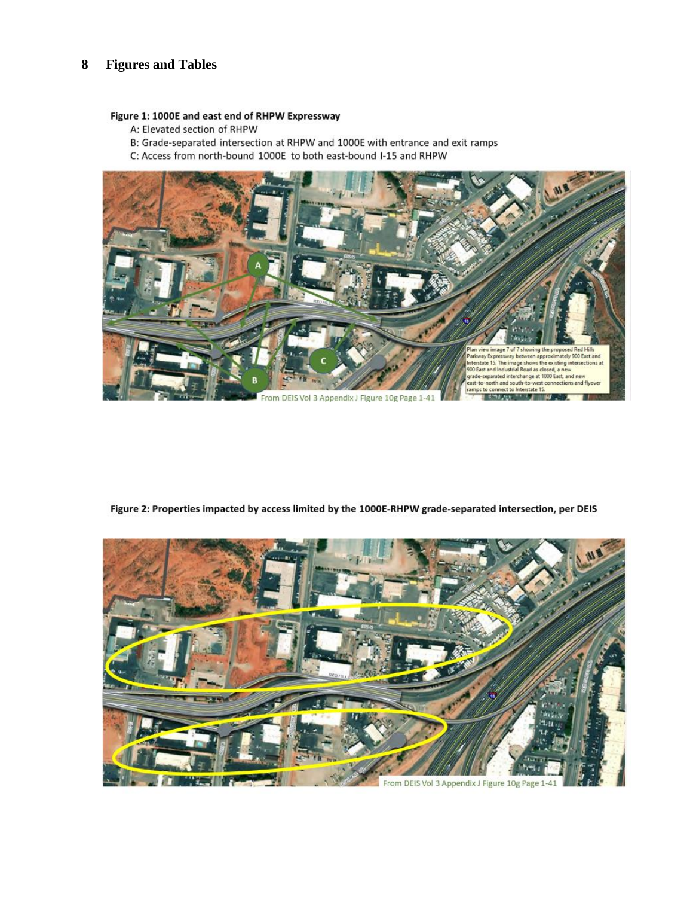# 8 Figures and Tables

**Figure 1: 1000E and east end of RHPW Expressway**

A: Elevated section of RHPW

B: Grade-separated intersection at RHPW and 1000E with entrance and exit ramps

C: Access from north-bound 1000E to both east-bound I-15 and RHPW

**Figure 2: Properties impacted by access limited by the 1000E-RHPW grade-separated intersection, per DEIS**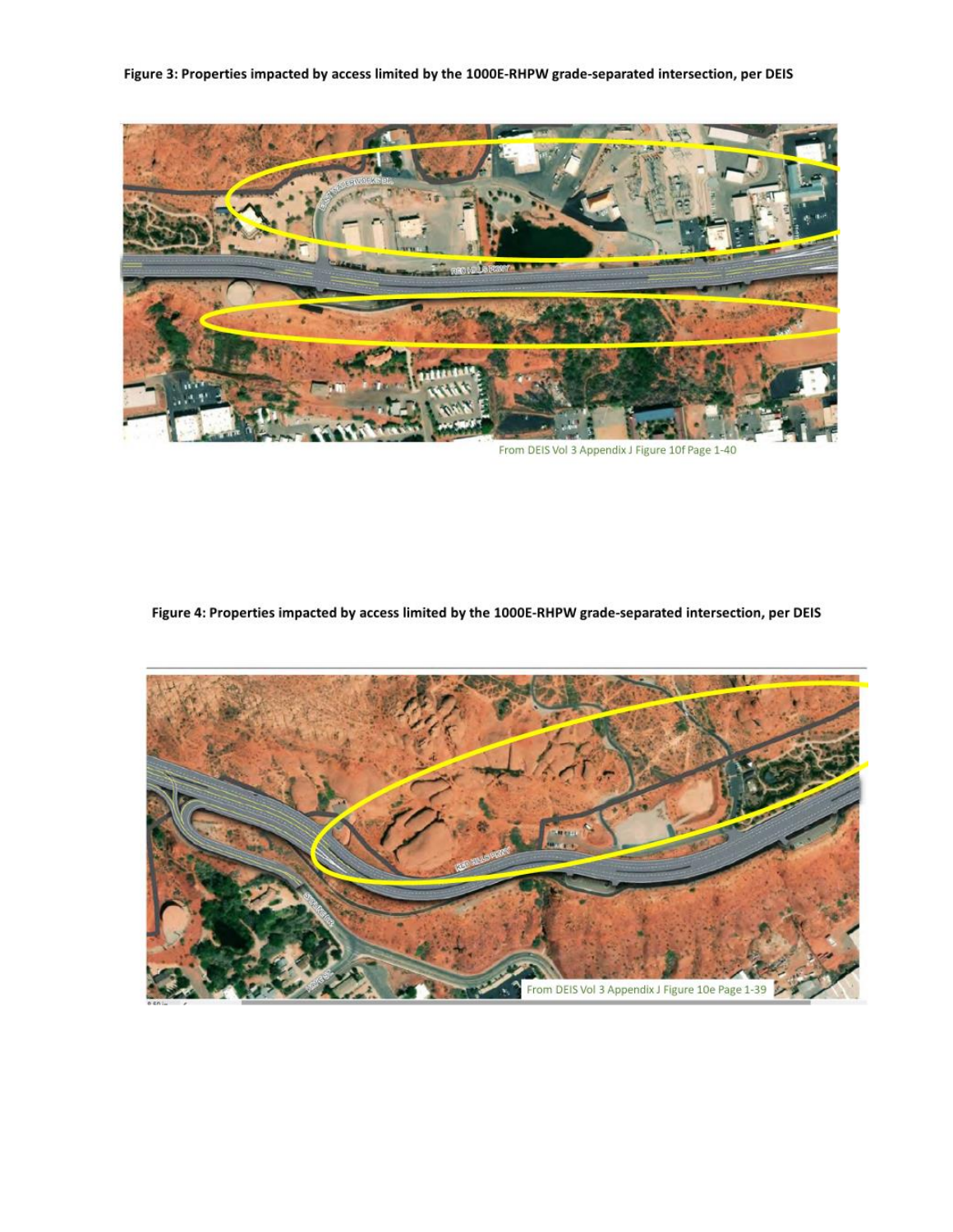**Figure 3: Properties impacted by access limited by the 1000E-RHPW grade-separated intersection, per DEIS**

From DEIS Vol 3 Appendix J Figure 10f Page 1-40

**Figure 4: Properties impacted by access limited by the 1000E-RHPW grade-separated intersection, per DEIS**

From DEIS Vol 3 Appendix J Figure 10e Page 1-39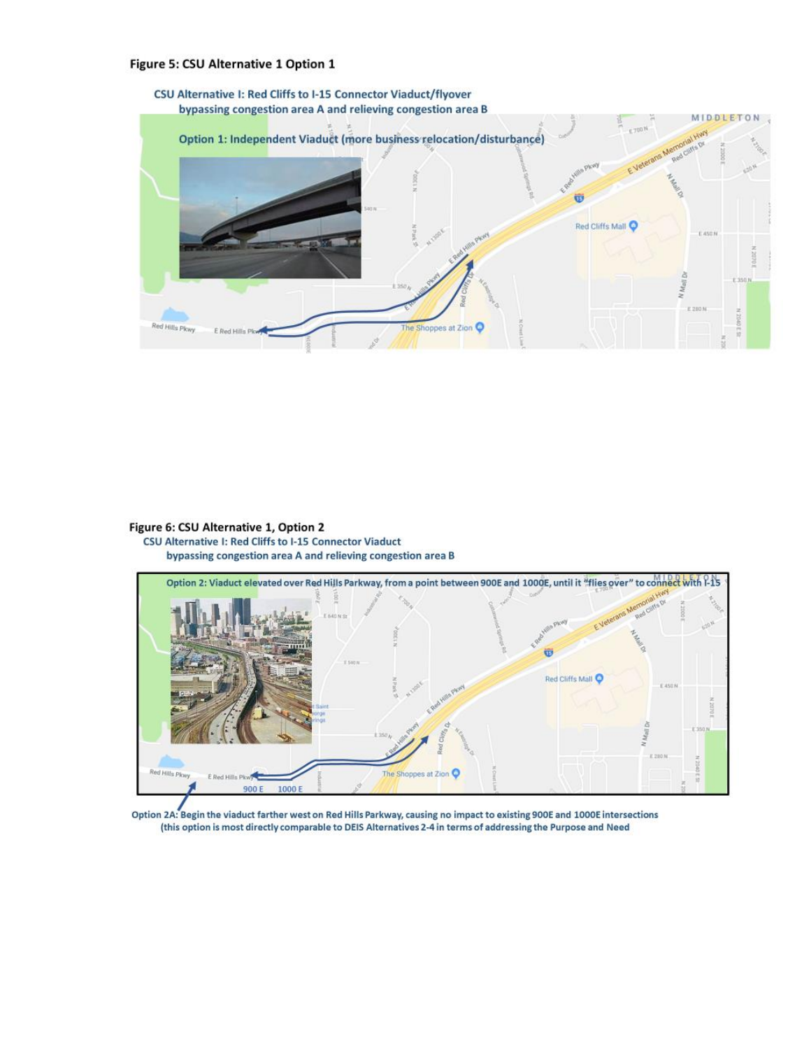**Figure 5: CSU Alternative 1 Option 1**

CSU Alternative I: Red Cliffs to I-15 Connector Viaduct/flyover bypassing congestion area A and relieving congestion area B

Option 1: Independent Viaduct (more business relocation/disturbance)

**Figure 6: CSU Alternative 1, Option 2**

CSU Alternative I: Red Cliffs to I-15 Connector Viaduct bypassing congestion area A and relieving congestion area B

Option 2: Viaduct elevated over Red Hills Parkway, from a point between 900E and 1000E, until it "flies over" to connect with I-15

Option 2A: Begin the viaduct farther west on Red Hills Parkway, causing no impact to existing 900E and 1000E intersections (this option is most directly comparable to DEIS Alternatives 2-4 in terms of addressing the Purpose and Need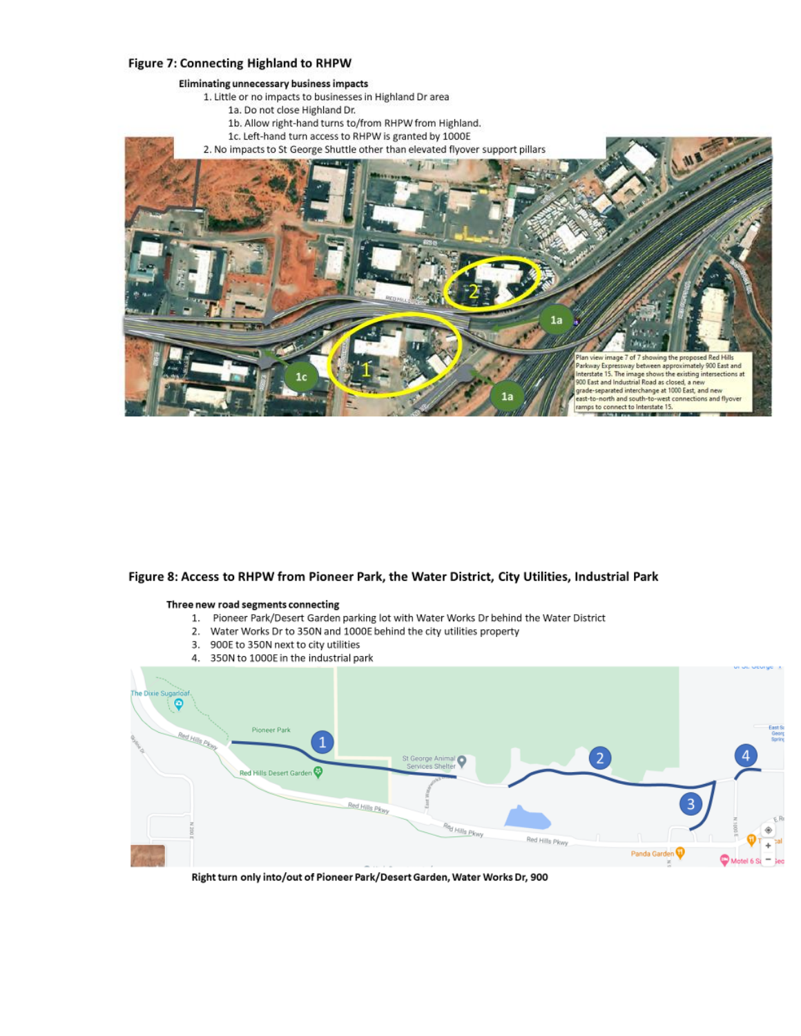## Figure 7: Connecting Highland to RHPW

**Eliminating unnecessary business impacts**

1. Little or no impacts to businesses in Highland Dr area
   - 1a. Do not close Highland Dr.
   - 1b. Allow right-hand turns to/from RHPW from Highland.
   - 1c. Left-hand turn access to RHPW is granted by 1000E
2. No impacts to St George Shuttle other than elevated flyover support pillars

Plan view image 7 of 7 showing the proposed Red Hills Parkway Expressway between approximately 900 East and Interstate 15. The image shows the existing intersections at 900 East and Industrial Road as closed, a new grade-separated interchange at 1000 East, and new east-to-north and south-to-west connections and flyover ramps to connect to Interstate 15.

## Figure 8: Access to RHPW from Pioneer Park, the Water District, City Utilities, Industrial Park

**Three new road segments connecting**

1. Pioneer Park/Desert Garden parking lot with Water Works Dr behind the Water District
2. Water Works Dr to 350N and 1000E behind the city utilities property
3. 900E to 350N next to city utilities
4. 350N to 1000E in the industrial park

**Right turn only into/out of Pioneer Park/Desert Garden, Water Works Dr, 900**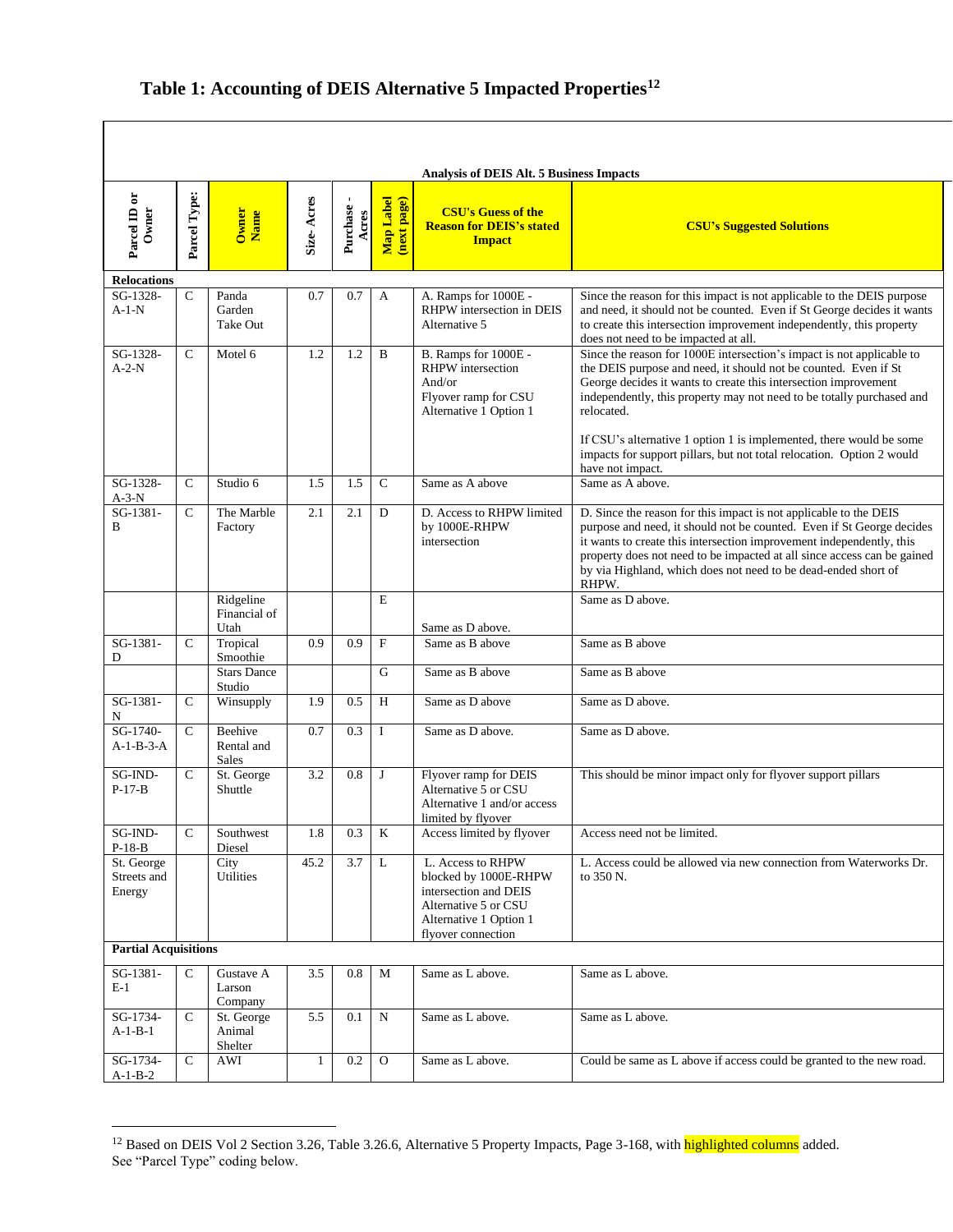## Table 1: Accounting of DEIS Alternative 5 Impacted Properties[12]

| Analysis of DEIS Alt. 5 Business Impacts | | | | | | | |
|---|---|---|---|---|---|---|---|
| **Parcel ID or Owner** | **Parcel Type:** | **Owner Name** | **Size- Acres** | **Purchase - Acres** | **Map Label (next page)** | **CSU's Guess of the Reason for DEIS's stated Impact** | **CSU's Suggested Solutions** |
| **Relocations** | | | | | | | |
| SG-1328-A-1-N | C | Panda Garden Take Out | 0.7 | 0.7 | A | A. Ramps for 1000E - RHPW intersection in DEIS Alternative 5 | Since the reason for this impact is not applicable to the DEIS purpose and need, it should not be counted. Even if St George decides it wants to create this intersection improvement independently, this property does not need to be impacted at all. |
| SG-1328-A-2-N | C | Motel 6 | 1.2 | 1.2 | B | B. Ramps for 1000E - RHPW intersection And/or Flyover ramp for CSU Alternative 1 Option 1 | Since the reason for 1000E intersection's impact is not applicable to the DEIS purpose and need, it should not be counted. Even if St George decides it wants to create this intersection improvement independently, this property may not need to be totally purchased and relocated.<br><br>If CSU's alternative 1 option 1 is implemented, there would be some impacts for support pillars, but not total relocation. Option 2 would have not impact. |
| SG-1328-A-3-N | C | Studio 6 | 1.5 | 1.5 | C | Same as A above | Same as A above. |
| SG-1381-B | C | The Marble Factory | 2.1 | 2.1 | D | D. Access to RHPW limited by 1000E-RHPW intersection | D. Since the reason for this impact is not applicable to the DEIS purpose and need, it should not be counted. Even if St George decides it wants to create this intersection improvement independently, this property does not need to be impacted at all since access can be gained by via Highland, which does not need to be dead-ended short of RHPW. |
| | | Ridgeline Financial of Utah | | | E | Same as D above. | Same as D above. |
| SG-1381-D | C | Tropical Smoothie | 0.9 | 0.9 | F | Same as B above | Same as B above |
| | | Stars Dance Studio | | | G | Same as B above | Same as B above |
| SG-1381-N | C | Winsupply | 1.9 | 0.5 | H | Same as D above | Same as D above. |
| SG-1740-A-1-B-3-A | C | Beehive Rental and Sales | 0.7 | 0.3 | I | Same as D above. | Same as D above. |
| SG-IND-P-17-B | C | St. George Shuttle | 3.2 | 0.8 | J | Flyover ramp for DEIS Alternative 5 or CSU Alternative 1 and/or access limited by flyover | This should be minor impact only for flyover support pillars |
| SG-IND-P-18-B | C | Southwest Diesel | 1.8 | 0.3 | K | Access limited by flyover | Access need not be limited. |
| St. George Streets and Energy | | City Utilities | 45.2 | 3.7 | L | L. Access to RHPW blocked by 1000E-RHPW intersection and DEIS Alternative 5 or CSU Alternative 1 Option 1 flyover connection | L. Access could be allowed via new connection from Waterworks Dr. to 350 N. |
| **Partial Acquisitions** | | | | | | | |
| SG-1381-E-1 | C | Gustave A Larson Company | 3.5 | 0.8 | M | Same as L above. | Same as L above. |
| SG-1734-A-1-B-1 | C | St. George Animal Shelter | 5.5 | 0.1 | N | Same as L above. | Same as L above. |
| SG-1734-A-1-B-2 | C | AWI | 1 | 0.2 | O | Same as L above. | Could be same as L above if access could be granted to the new road. |

[12] Based on DEIS Vol 2 Section 3.26, Table 3.26.6, Alternative 5 Property Impacts, Page 3-168, with highlighted columns added. See "Parcel Type" coding below.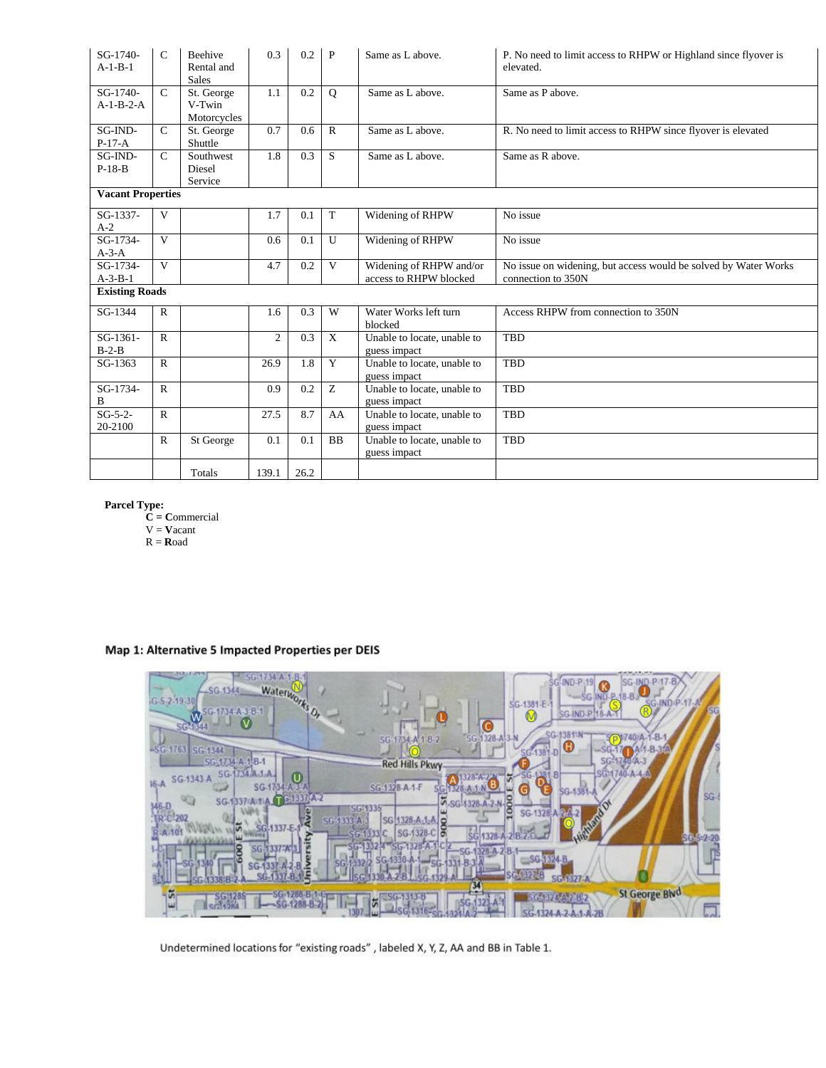| | | | | | | | |
|---|---|---|---|---|---|---|---|
| SG-1740-A-1-B-1 | C | Beehive Rental and Sales | 0.3 | 0.2 | P | Same as L above. | P. No need to limit access to RHPW or Highland since flyover is elevated. |
| SG-1740-A-1-B-2-A | C | St. George V-Twin Motorcycles | 1.1 | 0.2 | Q | Same as L above. | Same as P above. |
| SG-IND-P-17-A | C | St. George Shuttle | 0.7 | 0.6 | R | Same as L above. | R. No need to limit access to RHPW since flyover is elevated |
| SG-IND-P-18-B | C | Southwest Diesel Service | 1.8 | 0.3 | S | Same as L above. | Same as R above. |
| **Vacant Properties** | | | | | | | |
| SG-1337-A-2 | V | | 1.7 | 0.1 | T | Widening of RHPW | No issue |
| SG-1734-A-3-A | V | | 0.6 | 0.1 | U | Widening of RHPW | No issue |
| SG-1734-A-3-B-1 | V | | 4.7 | 0.2 | V | Widening of RHPW and/or access to RHPW blocked | No issue on widening, but access would be solved by Water Works connection to 350N |
| **Existing Roads** | | | | | | | |
| SG-1344 | R | | 1.6 | 0.3 | W | Water Works left turn blocked | Access RHPW from connection to 350N |
| SG-1361-B-2-B | R | | 2 | 0.3 | X | Unable to locate, unable to guess impact | TBD |
| SG-1363 | R | | 26.9 | 1.8 | Y | Unable to locate, unable to guess impact | TBD |
| SG-1734-B | R | | 0.9 | 0.2 | Z | Unable to locate, unable to guess impact | TBD |
| SG-5-2-20-2100 | R | | 27.5 | 8.7 | AA | Unable to locate, unable to guess impact | TBD |
| | R | St George | 0.1 | 0.1 | BB | Unable to locate, unable to guess impact | TBD |
| | | Totals | 139.1 | 26.2 | | | |

**Parcel Type:**
- **C** = **C**ommercial
- V = **V**acant
- R = **R**oad

**Map 1: Alternative 5 Impacted Properties per DEIS**

Undetermined locations for "existing roads", labeled X, Y, Z, AA and BB in Table 1.